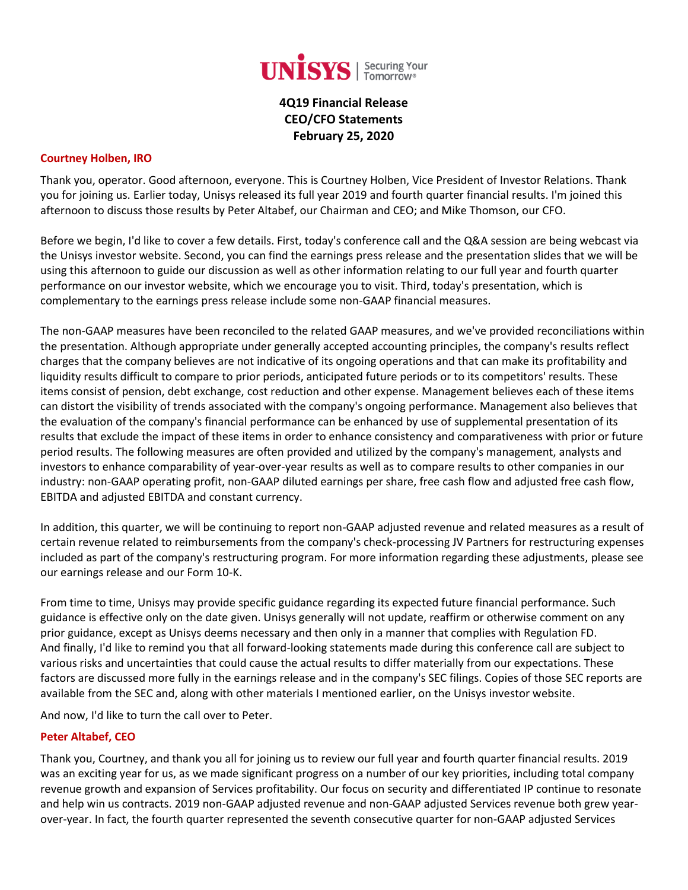UNISYS | Securing Your Tomorrow®

**4Q19 Financial Release**
**CEO/CFO Statements**
**February 25, 2020**

**Courtney Holben, IRO**

Thank you, operator. Good afternoon, everyone. This is Courtney Holben, Vice President of Investor Relations. Thank you for joining us. Earlier today, Unisys released its full year 2019 and fourth quarter financial results. I'm joined this afternoon to discuss those results by Peter Altabef, our Chairman and CEO; and Mike Thomson, our CFO.

Before we begin, I'd like to cover a few details. First, today's conference call and the Q&A session are being webcast via the Unisys investor website. Second, you can find the earnings press release and the presentation slides that we will be using this afternoon to guide our discussion as well as other information relating to our full year and fourth quarter performance on our investor website, which we encourage you to visit. Third, today's presentation, which is complementary to the earnings press release include some non-GAAP financial measures.

The non-GAAP measures have been reconciled to the related GAAP measures, and we've provided reconciliations within the presentation. Although appropriate under generally accepted accounting principles, the company's results reflect charges that the company believes are not indicative of its ongoing operations and that can make its profitability and liquidity results difficult to compare to prior periods, anticipated future periods or to its competitors' results. These items consist of pension, debt exchange, cost reduction and other expense. Management believes each of these items can distort the visibility of trends associated with the company's ongoing performance. Management also believes that the evaluation of the company's financial performance can be enhanced by use of supplemental presentation of its results that exclude the impact of these items in order to enhance consistency and comparativeness with prior or future period results. The following measures are often provided and utilized by the company's management, analysts and investors to enhance comparability of year-over-year results as well as to compare results to other companies in our industry: non-GAAP operating profit, non-GAAP diluted earnings per share, free cash flow and adjusted free cash flow, EBITDA and adjusted EBITDA and constant currency.

In addition, this quarter, we will be continuing to report non-GAAP adjusted revenue and related measures as a result of certain revenue related to reimbursements from the company's check-processing JV Partners for restructuring expenses included as part of the company's restructuring program. For more information regarding these adjustments, please see our earnings release and our Form 10-K.

From time to time, Unisys may provide specific guidance regarding its expected future financial performance. Such guidance is effective only on the date given. Unisys generally will not update, reaffirm or otherwise comment on any prior guidance, except as Unisys deems necessary and then only in a manner that complies with Regulation FD. And finally, I'd like to remind you that all forward-looking statements made during this conference call are subject to various risks and uncertainties that could cause the actual results to differ materially from our expectations. These factors are discussed more fully in the earnings release and in the company's SEC filings. Copies of those SEC reports are available from the SEC and, along with other materials I mentioned earlier, on the Unisys investor website.

And now, I'd like to turn the call over to Peter.

**Peter Altabef, CEO**

Thank you, Courtney, and thank you all for joining us to review our full year and fourth quarter financial results. 2019 was an exciting year for us, as we made significant progress on a number of our key priorities, including total company revenue growth and expansion of Services profitability. Our focus on security and differentiated IP continue to resonate and help win us contracts. 2019 non-GAAP adjusted revenue and non-GAAP adjusted Services revenue both grew year-over-year. In fact, the fourth quarter represented the seventh consecutive quarter for non-GAAP adjusted Services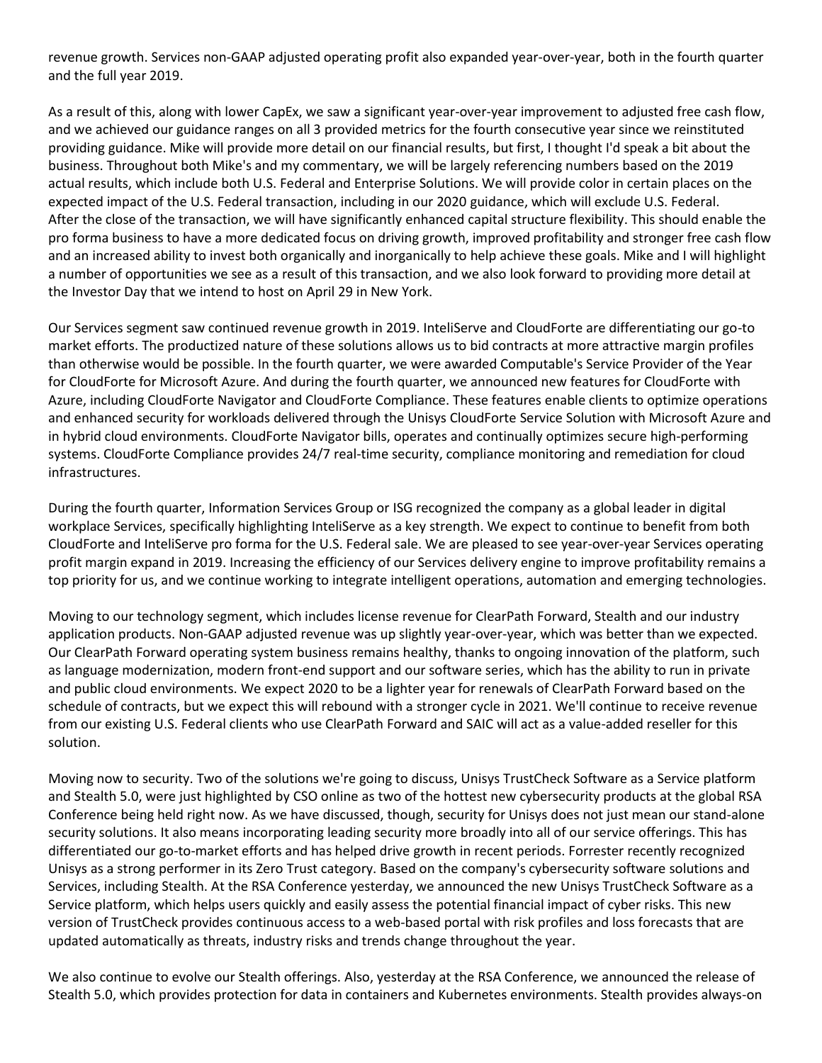revenue growth. Services non-GAAP adjusted operating profit also expanded year-over-year, both in the fourth quarter and the full year 2019.

As a result of this, along with lower CapEx, we saw a significant year-over-year improvement to adjusted free cash flow, and we achieved our guidance ranges on all 3 provided metrics for the fourth consecutive year since we reinstituted providing guidance. Mike will provide more detail on our financial results, but first, I thought I'd speak a bit about the business. Throughout both Mike's and my commentary, we will be largely referencing numbers based on the 2019 actual results, which include both U.S. Federal and Enterprise Solutions. We will provide color in certain places on the expected impact of the U.S. Federal transaction, including in our 2020 guidance, which will exclude U.S. Federal. After the close of the transaction, we will have significantly enhanced capital structure flexibility. This should enable the pro forma business to have a more dedicated focus on driving growth, improved profitability and stronger free cash flow and an increased ability to invest both organically and inorganically to help achieve these goals. Mike and I will highlight a number of opportunities we see as a result of this transaction, and we also look forward to providing more detail at the Investor Day that we intend to host on April 29 in New York.

Our Services segment saw continued revenue growth in 2019. InteliServe and CloudForte are differentiating our go-to market efforts. The productized nature of these solutions allows us to bid contracts at more attractive margin profiles than otherwise would be possible. In the fourth quarter, we were awarded Computable's Service Provider of the Year for CloudForte for Microsoft Azure. And during the fourth quarter, we announced new features for CloudForte with Azure, including CloudForte Navigator and CloudForte Compliance. These features enable clients to optimize operations and enhanced security for workloads delivered through the Unisys CloudForte Service Solution with Microsoft Azure and in hybrid cloud environments. CloudForte Navigator bills, operates and continually optimizes secure high-performing systems. CloudForte Compliance provides 24/7 real-time security, compliance monitoring and remediation for cloud infrastructures.

During the fourth quarter, Information Services Group or ISG recognized the company as a global leader in digital workplace Services, specifically highlighting InteliServe as a key strength. We expect to continue to benefit from both CloudForte and InteliServe pro forma for the U.S. Federal sale. We are pleased to see year-over-year Services operating profit margin expand in 2019. Increasing the efficiency of our Services delivery engine to improve profitability remains a top priority for us, and we continue working to integrate intelligent operations, automation and emerging technologies.

Moving to our technology segment, which includes license revenue for ClearPath Forward, Stealth and our industry application products. Non-GAAP adjusted revenue was up slightly year-over-year, which was better than we expected. Our ClearPath Forward operating system business remains healthy, thanks to ongoing innovation of the platform, such as language modernization, modern front-end support and our software series, which has the ability to run in private and public cloud environments. We expect 2020 to be a lighter year for renewals of ClearPath Forward based on the schedule of contracts, but we expect this will rebound with a stronger cycle in 2021. We'll continue to receive revenue from our existing U.S. Federal clients who use ClearPath Forward and SAIC will act as a value-added reseller for this solution.

Moving now to security. Two of the solutions we're going to discuss, Unisys TrustCheck Software as a Service platform and Stealth 5.0, were just highlighted by CSO online as two of the hottest new cybersecurity products at the global RSA Conference being held right now. As we have discussed, though, security for Unisys does not just mean our stand-alone security solutions. It also means incorporating leading security more broadly into all of our service offerings. This has differentiated our go-to-market efforts and has helped drive growth in recent periods. Forrester recently recognized Unisys as a strong performer in its Zero Trust category. Based on the company's cybersecurity software solutions and Services, including Stealth. At the RSA Conference yesterday, we announced the new Unisys TrustCheck Software as a Service platform, which helps users quickly and easily assess the potential financial impact of cyber risks. This new version of TrustCheck provides continuous access to a web-based portal with risk profiles and loss forecasts that are updated automatically as threats, industry risks and trends change throughout the year.

We also continue to evolve our Stealth offerings. Also, yesterday at the RSA Conference, we announced the release of Stealth 5.0, which provides protection for data in containers and Kubernetes environments. Stealth provides always-on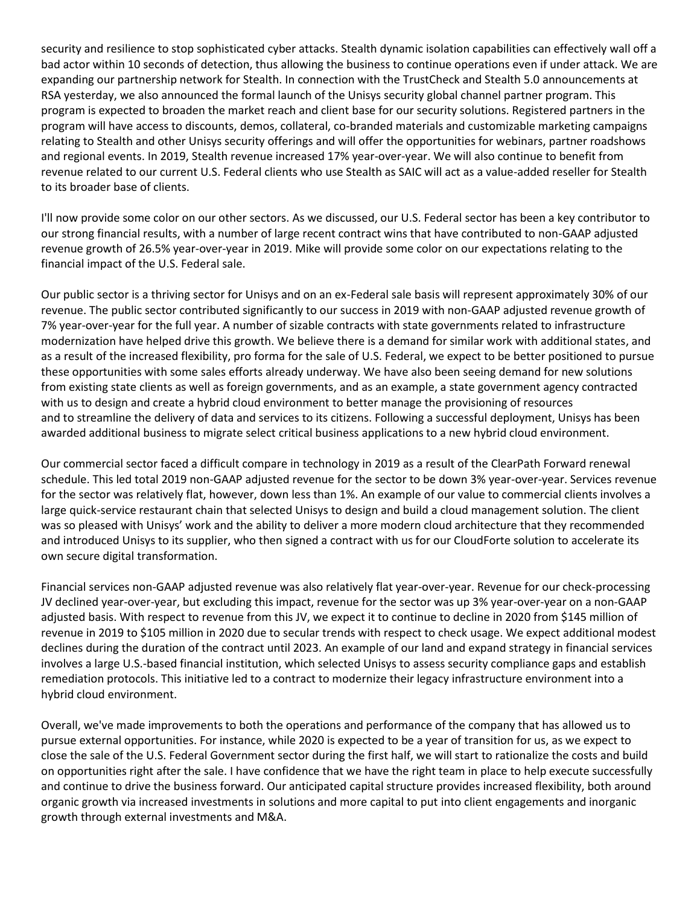security and resilience to stop sophisticated cyber attacks. Stealth dynamic isolation capabilities can effectively wall off a bad actor within 10 seconds of detection, thus allowing the business to continue operations even if under attack. We are expanding our partnership network for Stealth. In connection with the TrustCheck and Stealth 5.0 announcements at RSA yesterday, we also announced the formal launch of the Unisys security global channel partner program. This program is expected to broaden the market reach and client base for our security solutions. Registered partners in the program will have access to discounts, demos, collateral, co-branded materials and customizable marketing campaigns relating to Stealth and other Unisys security offerings and will offer the opportunities for webinars, partner roadshows and regional events. In 2019, Stealth revenue increased 17% year-over-year. We will also continue to benefit from revenue related to our current U.S. Federal clients who use Stealth as SAIC will act as a value-added reseller for Stealth to its broader base of clients.

I'll now provide some color on our other sectors. As we discussed, our U.S. Federal sector has been a key contributor to our strong financial results, with a number of large recent contract wins that have contributed to non-GAAP adjusted revenue growth of 26.5% year-over-year in 2019. Mike will provide some color on our expectations relating to the financial impact of the U.S. Federal sale.

Our public sector is a thriving sector for Unisys and on an ex-Federal sale basis will represent approximately 30% of our revenue. The public sector contributed significantly to our success in 2019 with non-GAAP adjusted revenue growth of 7% year-over-year for the full year. A number of sizable contracts with state governments related to infrastructure modernization have helped drive this growth. We believe there is a demand for similar work with additional states, and as a result of the increased flexibility, pro forma for the sale of U.S. Federal, we expect to be better positioned to pursue these opportunities with some sales efforts already underway. We have also been seeing demand for new solutions from existing state clients as well as foreign governments, and as an example, a state government agency contracted with us to design and create a hybrid cloud environment to better manage the provisioning of resources and to streamline the delivery of data and services to its citizens. Following a successful deployment, Unisys has been awarded additional business to migrate select critical business applications to a new hybrid cloud environment.

Our commercial sector faced a difficult compare in technology in 2019 as a result of the ClearPath Forward renewal schedule. This led total 2019 non-GAAP adjusted revenue for the sector to be down 3% year-over-year. Services revenue for the sector was relatively flat, however, down less than 1%. An example of our value to commercial clients involves a large quick-service restaurant chain that selected Unisys to design and build a cloud management solution. The client was so pleased with Unisys' work and the ability to deliver a more modern cloud architecture that they recommended and introduced Unisys to its supplier, who then signed a contract with us for our CloudForte solution to accelerate its own secure digital transformation.

Financial services non-GAAP adjusted revenue was also relatively flat year-over-year. Revenue for our check-processing JV declined year-over-year, but excluding this impact, revenue for the sector was up 3% year-over-year on a non-GAAP adjusted basis. With respect to revenue from this JV, we expect it to continue to decline in 2020 from $145 million of revenue in 2019 to $105 million in 2020 due to secular trends with respect to check usage. We expect additional modest declines during the duration of the contract until 2023. An example of our land and expand strategy in financial services involves a large U.S.-based financial institution, which selected Unisys to assess security compliance gaps and establish remediation protocols. This initiative led to a contract to modernize their legacy infrastructure environment into a hybrid cloud environment.

Overall, we've made improvements to both the operations and performance of the company that has allowed us to pursue external opportunities. For instance, while 2020 is expected to be a year of transition for us, as we expect to close the sale of the U.S. Federal Government sector during the first half, we will start to rationalize the costs and build on opportunities right after the sale. I have confidence that we have the right team in place to help execute successfully and continue to drive the business forward. Our anticipated capital structure provides increased flexibility, both around organic growth via increased investments in solutions and more capital to put into client engagements and inorganic growth through external investments and M&A.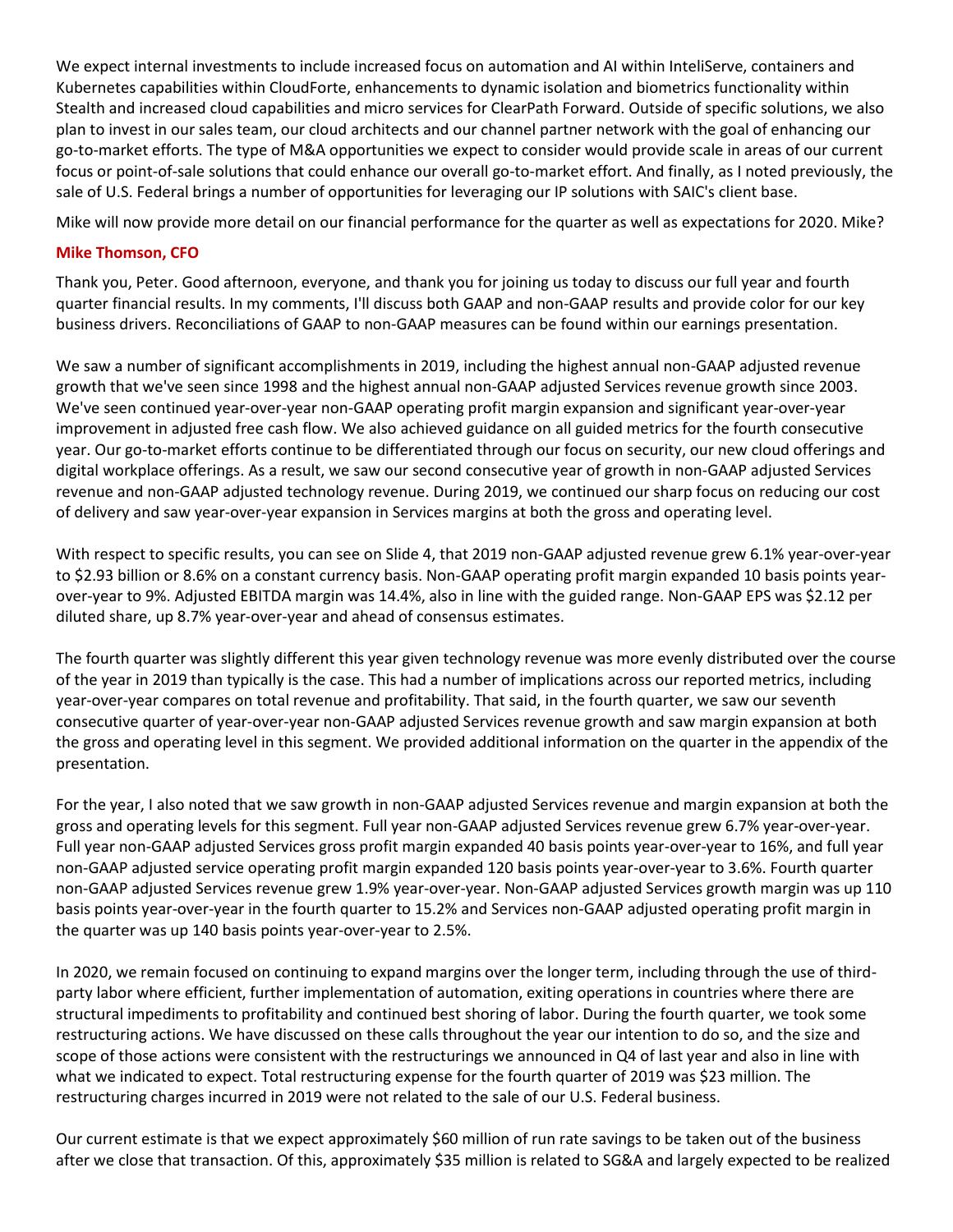We expect internal investments to include increased focus on automation and AI within InteliServe, containers and Kubernetes capabilities within CloudForte, enhancements to dynamic isolation and biometrics functionality within Stealth and increased cloud capabilities and micro services for ClearPath Forward. Outside of specific solutions, we also plan to invest in our sales team, our cloud architects and our channel partner network with the goal of enhancing our go-to-market efforts. The type of M&A opportunities we expect to consider would provide scale in areas of our current focus or point-of-sale solutions that could enhance our overall go-to-market effort. And finally, as I noted previously, the sale of U.S. Federal brings a number of opportunities for leveraging our IP solutions with SAIC's client base.

Mike will now provide more detail on our financial performance for the quarter as well as expectations for 2020. Mike?

**Mike Thomson, CFO**

Thank you, Peter. Good afternoon, everyone, and thank you for joining us today to discuss our full year and fourth quarter financial results. In my comments, I'll discuss both GAAP and non-GAAP results and provide color for our key business drivers. Reconciliations of GAAP to non-GAAP measures can be found within our earnings presentation.

We saw a number of significant accomplishments in 2019, including the highest annual non-GAAP adjusted revenue growth that we've seen since 1998 and the highest annual non-GAAP adjusted Services revenue growth since 2003. We've seen continued year-over-year non-GAAP operating profit margin expansion and significant year-over-year improvement in adjusted free cash flow. We also achieved guidance on all guided metrics for the fourth consecutive year. Our go-to-market efforts continue to be differentiated through our focus on security, our new cloud offerings and digital workplace offerings. As a result, we saw our second consecutive year of growth in non-GAAP adjusted Services revenue and non-GAAP adjusted technology revenue. During 2019, we continued our sharp focus on reducing our cost of delivery and saw year-over-year expansion in Services margins at both the gross and operating level.

With respect to specific results, you can see on Slide 4, that 2019 non-GAAP adjusted revenue grew 6.1% year-over-year to $2.93 billion or 8.6% on a constant currency basis. Non-GAAP operating profit margin expanded 10 basis points year-over-year to 9%. Adjusted EBITDA margin was 14.4%, also in line with the guided range. Non-GAAP EPS was $2.12 per diluted share, up 8.7% year-over-year and ahead of consensus estimates.

The fourth quarter was slightly different this year given technology revenue was more evenly distributed over the course of the year in 2019 than typically is the case. This had a number of implications across our reported metrics, including year-over-year compares on total revenue and profitability. That said, in the fourth quarter, we saw our seventh consecutive quarter of year-over-year non-GAAP adjusted Services revenue growth and saw margin expansion at both the gross and operating level in this segment. We provided additional information on the quarter in the appendix of the presentation.

For the year, I also noted that we saw growth in non-GAAP adjusted Services revenue and margin expansion at both the gross and operating levels for this segment. Full year non-GAAP adjusted Services revenue grew 6.7% year-over-year. Full year non-GAAP adjusted Services gross profit margin expanded 40 basis points year-over-year to 16%, and full year non-GAAP adjusted service operating profit margin expanded 120 basis points year-over-year to 3.6%. Fourth quarter non-GAAP adjusted Services revenue grew 1.9% year-over-year. Non-GAAP adjusted Services growth margin was up 110 basis points year-over-year in the fourth quarter to 15.2% and Services non-GAAP adjusted operating profit margin in the quarter was up 140 basis points year-over-year to 2.5%.

In 2020, we remain focused on continuing to expand margins over the longer term, including through the use of third-party labor where efficient, further implementation of automation, exiting operations in countries where there are structural impediments to profitability and continued best shoring of labor. During the fourth quarter, we took some restructuring actions. We have discussed on these calls throughout the year our intention to do so, and the size and scope of those actions were consistent with the restructurings we announced in Q4 of last year and also in line with what we indicated to expect. Total restructuring expense for the fourth quarter of 2019 was $23 million. The restructuring charges incurred in 2019 were not related to the sale of our U.S. Federal business.

Our current estimate is that we expect approximately $60 million of run rate savings to be taken out of the business after we close that transaction. Of this, approximately $35 million is related to SG&A and largely expected to be realized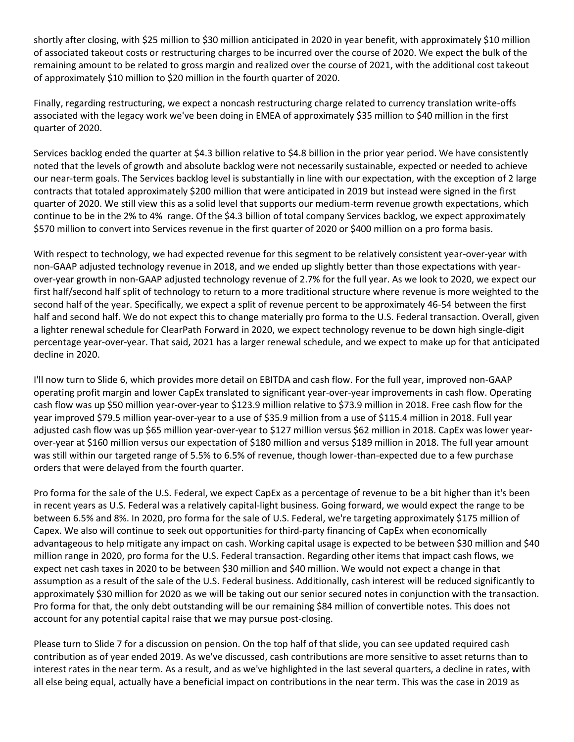shortly after closing, with $25 million to $30 million anticipated in 2020 in year benefit, with approximately $10 million of associated takeout costs or restructuring charges to be incurred over the course of 2020. We expect the bulk of the remaining amount to be related to gross margin and realized over the course of 2021, with the additional cost takeout of approximately $10 million to $20 million in the fourth quarter of 2020.

Finally, regarding restructuring, we expect a noncash restructuring charge related to currency translation write-offs associated with the legacy work we've been doing in EMEA of approximately $35 million to $40 million in the first quarter of 2020.

Services backlog ended the quarter at $4.3 billion relative to $4.8 billion in the prior year period. We have consistently noted that the levels of growth and absolute backlog were not necessarily sustainable, expected or needed to achieve our near-term goals. The Services backlog level is substantially in line with our expectation, with the exception of 2 large contracts that totaled approximately $200 million that were anticipated in 2019 but instead were signed in the first quarter of 2020. We still view this as a solid level that supports our medium-term revenue growth expectations, which continue to be in the 2% to 4% range. Of the $4.3 billion of total company Services backlog, we expect approximately $570 million to convert into Services revenue in the first quarter of 2020 or $400 million on a pro forma basis.

With respect to technology, we had expected revenue for this segment to be relatively consistent year-over-year with non-GAAP adjusted technology revenue in 2018, and we ended up slightly better than those expectations with year-over-year growth in non-GAAP adjusted technology revenue of 2.7% for the full year. As we look to 2020, we expect our first half/second half split of technology to return to a more traditional structure where revenue is more weighted to the second half of the year. Specifically, we expect a split of revenue percent to be approximately 46-54 between the first half and second half. We do not expect this to change materially pro forma to the U.S. Federal transaction. Overall, given a lighter renewal schedule for ClearPath Forward in 2020, we expect technology revenue to be down high single-digit percentage year-over-year. That said, 2021 has a larger renewal schedule, and we expect to make up for that anticipated decline in 2020.

I'll now turn to Slide 6, which provides more detail on EBITDA and cash flow. For the full year, improved non-GAAP operating profit margin and lower CapEx translated to significant year-over-year improvements in cash flow. Operating cash flow was up $50 million year-over-year to $123.9 million relative to $73.9 million in 2018. Free cash flow for the year improved $79.5 million year-over-year to a use of $35.9 million from a use of $115.4 million in 2018. Full year adjusted cash flow was up $65 million year-over-year to $127 million versus $62 million in 2018. CapEx was lower year-over-year at $160 million versus our expectation of $180 million and versus $189 million in 2018. The full year amount was still within our targeted range of 5.5% to 6.5% of revenue, though lower-than-expected due to a few purchase orders that were delayed from the fourth quarter.

Pro forma for the sale of the U.S. Federal, we expect CapEx as a percentage of revenue to be a bit higher than it's been in recent years as U.S. Federal was a relatively capital-light business. Going forward, we would expect the range to be between 6.5% and 8%. In 2020, pro forma for the sale of U.S. Federal, we're targeting approximately $175 million of Capex. We also will continue to seek out opportunities for third-party financing of CapEx when economically advantageous to help mitigate any impact on cash. Working capital usage is expected to be between $30 million and $40 million range in 2020, pro forma for the U.S. Federal transaction. Regarding other items that impact cash flows, we expect net cash taxes in 2020 to be between $30 million and $40 million. We would not expect a change in that assumption as a result of the sale of the U.S. Federal business. Additionally, cash interest will be reduced significantly to approximately $30 million for 2020 as we will be taking out our senior secured notes in conjunction with the transaction. Pro forma for that, the only debt outstanding will be our remaining $84 million of convertible notes. This does not account for any potential capital raise that we may pursue post-closing.

Please turn to Slide 7 for a discussion on pension. On the top half of that slide, you can see updated required cash contribution as of year ended 2019. As we've discussed, cash contributions are more sensitive to asset returns than to interest rates in the near term. As a result, and as we've highlighted in the last several quarters, a decline in rates, with all else being equal, actually have a beneficial impact on contributions in the near term. This was the case in 2019 as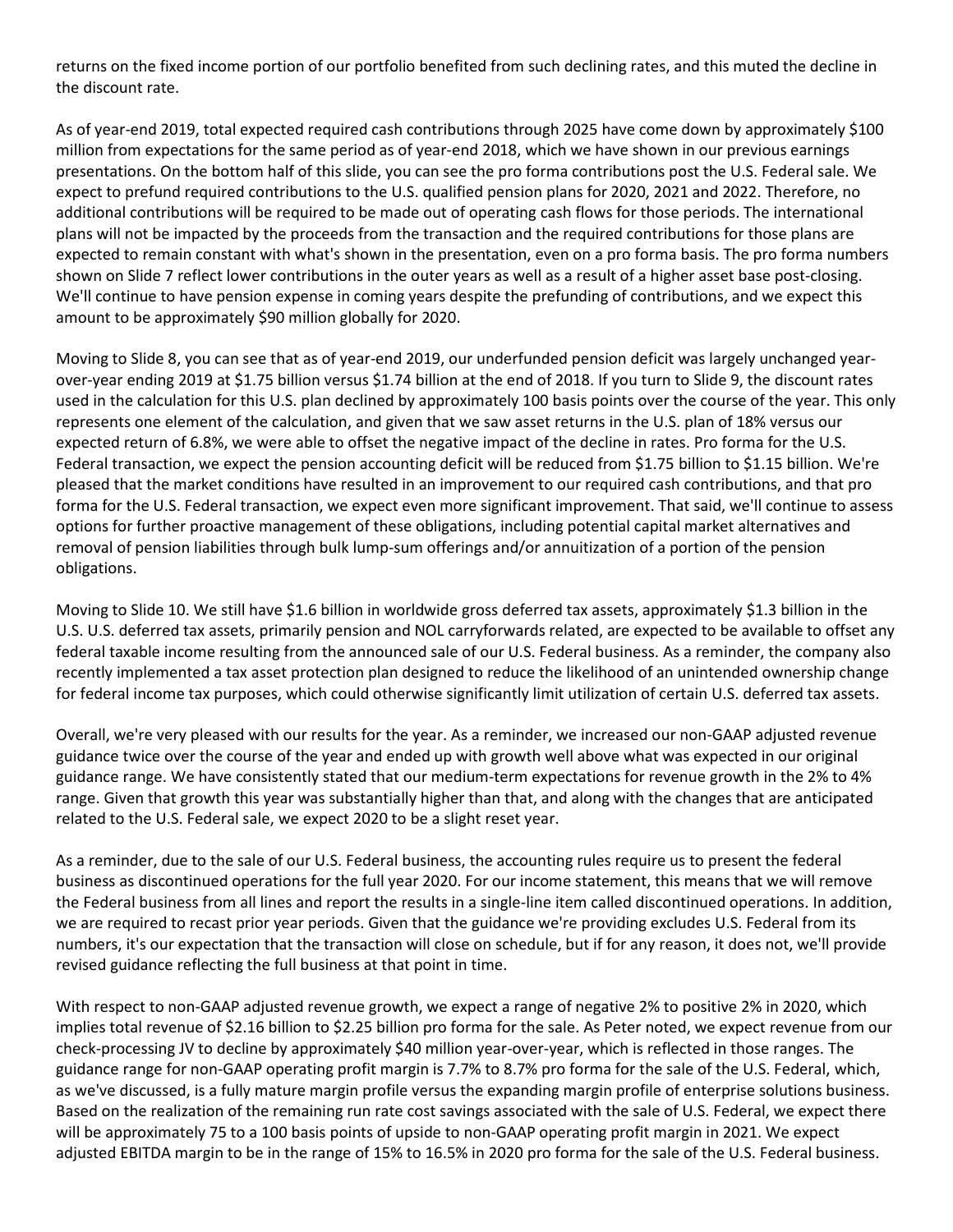returns on the fixed income portion of our portfolio benefited from such declining rates, and this muted the decline in the discount rate.

As of year-end 2019, total expected required cash contributions through 2025 have come down by approximately $100 million from expectations for the same period as of year-end 2018, which we have shown in our previous earnings presentations. On the bottom half of this slide, you can see the pro forma contributions post the U.S. Federal sale. We expect to prefund required contributions to the U.S. qualified pension plans for 2020, 2021 and 2022. Therefore, no additional contributions will be required to be made out of operating cash flows for those periods. The international plans will not be impacted by the proceeds from the transaction and the required contributions for those plans are expected to remain constant with what's shown in the presentation, even on a pro forma basis. The pro forma numbers shown on Slide 7 reflect lower contributions in the outer years as well as a result of a higher asset base post-closing. We'll continue to have pension expense in coming years despite the prefunding of contributions, and we expect this amount to be approximately $90 million globally for 2020.

Moving to Slide 8, you can see that as of year-end 2019, our underfunded pension deficit was largely unchanged year-over-year ending 2019 at $1.75 billion versus $1.74 billion at the end of 2018. If you turn to Slide 9, the discount rates used in the calculation for this U.S. plan declined by approximately 100 basis points over the course of the year. This only represents one element of the calculation, and given that we saw asset returns in the U.S. plan of 18% versus our expected return of 6.8%, we were able to offset the negative impact of the decline in rates. Pro forma for the U.S. Federal transaction, we expect the pension accounting deficit will be reduced from $1.75 billion to $1.15 billion. We're pleased that the market conditions have resulted in an improvement to our required cash contributions, and that pro forma for the U.S. Federal transaction, we expect even more significant improvement. That said, we'll continue to assess options for further proactive management of these obligations, including potential capital market alternatives and removal of pension liabilities through bulk lump-sum offerings and/or annuitization of a portion of the pension obligations.

Moving to Slide 10. We still have $1.6 billion in worldwide gross deferred tax assets, approximately $1.3 billion in the U.S. U.S. deferred tax assets, primarily pension and NOL carryforwards related, are expected to be available to offset any federal taxable income resulting from the announced sale of our U.S. Federal business. As a reminder, the company also recently implemented a tax asset protection plan designed to reduce the likelihood of an unintended ownership change for federal income tax purposes, which could otherwise significantly limit utilization of certain U.S. deferred tax assets.

Overall, we're very pleased with our results for the year. As a reminder, we increased our non-GAAP adjusted revenue guidance twice over the course of the year and ended up with growth well above what was expected in our original guidance range. We have consistently stated that our medium-term expectations for revenue growth in the 2% to 4% range. Given that growth this year was substantially higher than that, and along with the changes that are anticipated related to the U.S. Federal sale, we expect 2020 to be a slight reset year.

As a reminder, due to the sale of our U.S. Federal business, the accounting rules require us to present the federal business as discontinued operations for the full year 2020. For our income statement, this means that we will remove the Federal business from all lines and report the results in a single-line item called discontinued operations. In addition, we are required to recast prior year periods. Given that the guidance we're providing excludes U.S. Federal from its numbers, it's our expectation that the transaction will close on schedule, but if for any reason, it does not, we'll provide revised guidance reflecting the full business at that point in time.

With respect to non-GAAP adjusted revenue growth, we expect a range of negative 2% to positive 2% in 2020, which implies total revenue of $2.16 billion to $2.25 billion pro forma for the sale. As Peter noted, we expect revenue from our check-processing JV to decline by approximately $40 million year-over-year, which is reflected in those ranges. The guidance range for non-GAAP operating profit margin is 7.7% to 8.7% pro forma for the sale of the U.S. Federal, which, as we've discussed, is a fully mature margin profile versus the expanding margin profile of enterprise solutions business. Based on the realization of the remaining run rate cost savings associated with the sale of U.S. Federal, we expect there will be approximately 75 to a 100 basis points of upside to non-GAAP operating profit margin in 2021. We expect adjusted EBITDA margin to be in the range of 15% to 16.5% in 2020 pro forma for the sale of the U.S. Federal business.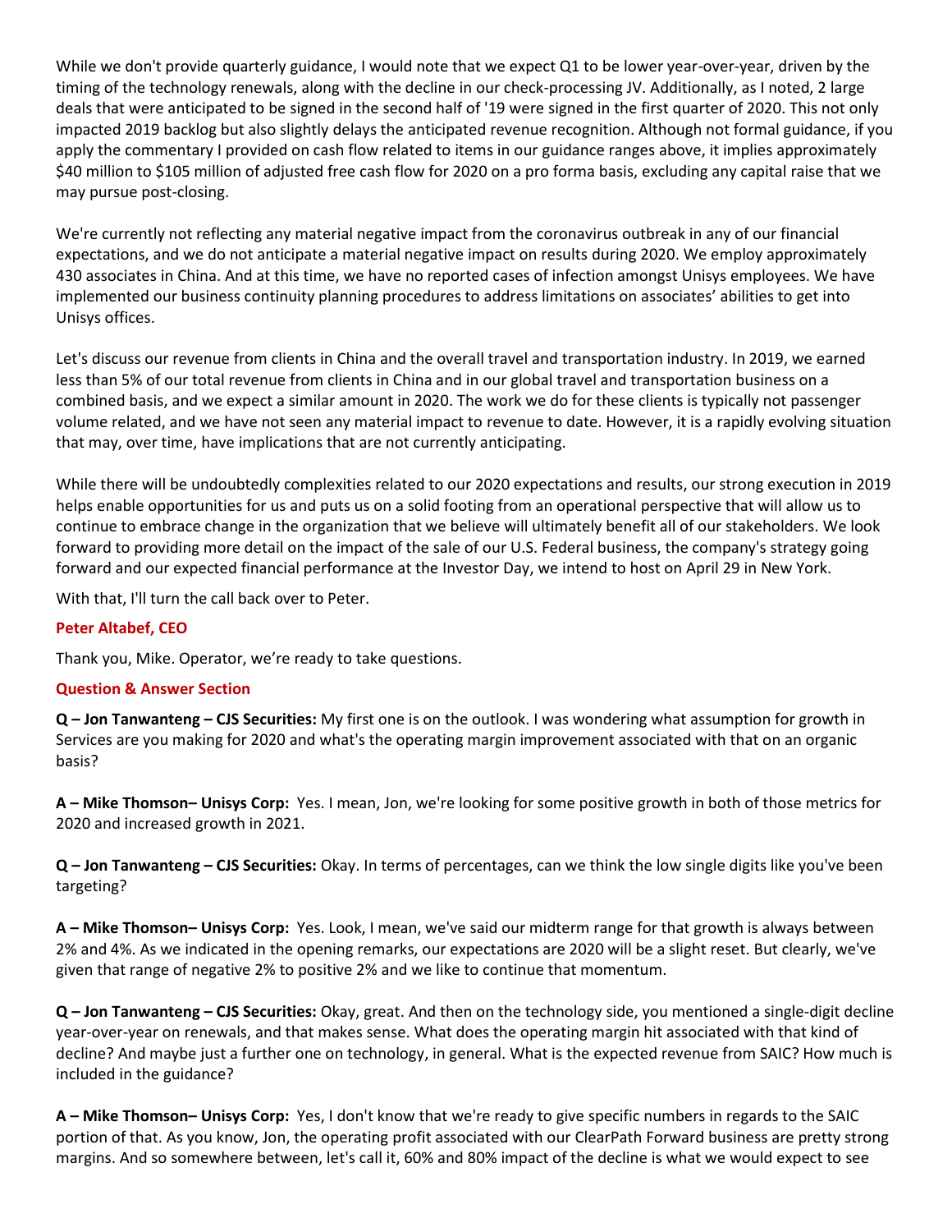While we don't provide quarterly guidance, I would note that we expect Q1 to be lower year-over-year, driven by the timing of the technology renewals, along with the decline in our check-processing JV. Additionally, as I noted, 2 large deals that were anticipated to be signed in the second half of '19 were signed in the first quarter of 2020. This not only impacted 2019 backlog but also slightly delays the anticipated revenue recognition. Although not formal guidance, if you apply the commentary I provided on cash flow related to items in our guidance ranges above, it implies approximately $40 million to $105 million of adjusted free cash flow for 2020 on a pro forma basis, excluding any capital raise that we may pursue post-closing.

We're currently not reflecting any material negative impact from the coronavirus outbreak in any of our financial expectations, and we do not anticipate a material negative impact on results during 2020. We employ approximately 430 associates in China. And at this time, we have no reported cases of infection amongst Unisys employees. We have implemented our business continuity planning procedures to address limitations on associates' abilities to get into Unisys offices.

Let's discuss our revenue from clients in China and the overall travel and transportation industry. In 2019, we earned less than 5% of our total revenue from clients in China and in our global travel and transportation business on a combined basis, and we expect a similar amount in 2020. The work we do for these clients is typically not passenger volume related, and we have not seen any material impact to revenue to date. However, it is a rapidly evolving situation that may, over time, have implications that are not currently anticipating.

While there will be undoubtedly complexities related to our 2020 expectations and results, our strong execution in 2019 helps enable opportunities for us and puts us on a solid footing from an operational perspective that will allow us to continue to embrace change in the organization that we believe will ultimately benefit all of our stakeholders. We look forward to providing more detail on the impact of the sale of our U.S. Federal business, the company's strategy going forward and our expected financial performance at the Investor Day, we intend to host on April 29 in New York.

With that, I'll turn the call back over to Peter.

**Peter Altabef, CEO**

Thank you, Mike. Operator, we're ready to take questions.

**Question & Answer Section**

**Q – Jon Tanwanteng – CJS Securities:** My first one is on the outlook. I was wondering what assumption for growth in Services are you making for 2020 and what's the operating margin improvement associated with that on an organic basis?

**A – Mike Thomson– Unisys Corp:** Yes. I mean, Jon, we're looking for some positive growth in both of those metrics for 2020 and increased growth in 2021.

**Q – Jon Tanwanteng – CJS Securities:** Okay. In terms of percentages, can we think the low single digits like you've been targeting?

**A – Mike Thomson– Unisys Corp:** Yes. Look, I mean, we've said our midterm range for that growth is always between 2% and 4%. As we indicated in the opening remarks, our expectations are 2020 will be a slight reset. But clearly, we've given that range of negative 2% to positive 2% and we like to continue that momentum.

**Q – Jon Tanwanteng – CJS Securities:** Okay, great. And then on the technology side, you mentioned a single-digit decline year-over-year on renewals, and that makes sense. What does the operating margin hit associated with that kind of decline? And maybe just a further one on technology, in general. What is the expected revenue from SAIC? How much is included in the guidance?

**A – Mike Thomson– Unisys Corp:** Yes, I don't know that we're ready to give specific numbers in regards to the SAIC portion of that. As you know, Jon, the operating profit associated with our ClearPath Forward business are pretty strong margins. And so somewhere between, let's call it, 60% and 80% impact of the decline is what we would expect to see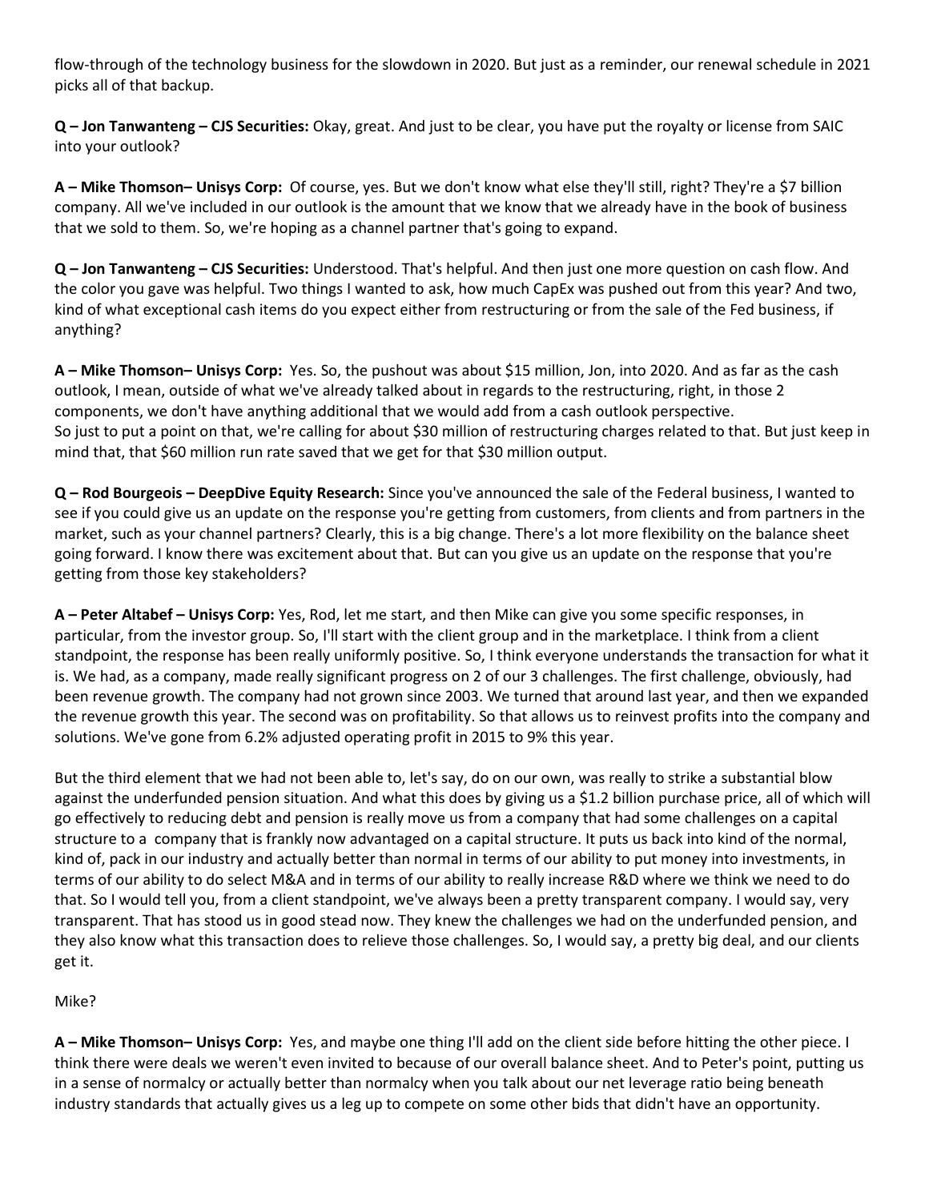flow-through of the technology business for the slowdown in 2020. But just as a reminder, our renewal schedule in 2021 picks all of that backup.

**Q – Jon Tanwanteng – CJS Securities:** Okay, great. And just to be clear, you have put the royalty or license from SAIC into your outlook?

**A – Mike Thomson– Unisys Corp:** Of course, yes. But we don't know what else they'll still, right? They're a $7 billion company. All we've included in our outlook is the amount that we know that we already have in the book of business that we sold to them. So, we're hoping as a channel partner that's going to expand.

**Q – Jon Tanwanteng – CJS Securities:** Understood. That's helpful. And then just one more question on cash flow. And the color you gave was helpful. Two things I wanted to ask, how much CapEx was pushed out from this year? And two, kind of what exceptional cash items do you expect either from restructuring or from the sale of the Fed business, if anything?

**A – Mike Thomson– Unisys Corp:** Yes. So, the pushout was about $15 million, Jon, into 2020. And as far as the cash outlook, I mean, outside of what we've already talked about in regards to the restructuring, right, in those 2 components, we don't have anything additional that we would add from a cash outlook perspective.
So just to put a point on that, we're calling for about $30 million of restructuring charges related to that. But just keep in mind that, that $60 million run rate saved that we get for that $30 million output.

**Q – Rod Bourgeois – DeepDive Equity Research:** Since you've announced the sale of the Federal business, I wanted to see if you could give us an update on the response you're getting from customers, from clients and from partners in the market, such as your channel partners? Clearly, this is a big change. There's a lot more flexibility on the balance sheet going forward. I know there was excitement about that. But can you give us an update on the response that you're getting from those key stakeholders?

**A – Peter Altabef – Unisys Corp:** Yes, Rod, let me start, and then Mike can give you some specific responses, in particular, from the investor group. So, I'll start with the client group and in the marketplace. I think from a client standpoint, the response has been really uniformly positive. So, I think everyone understands the transaction for what it is. We had, as a company, made really significant progress on 2 of our 3 challenges. The first challenge, obviously, had been revenue growth. The company had not grown since 2003. We turned that around last year, and then we expanded the revenue growth this year. The second was on profitability. So that allows us to reinvest profits into the company and solutions. We've gone from 6.2% adjusted operating profit in 2015 to 9% this year.

But the third element that we had not been able to, let's say, do on our own, was really to strike a substantial blow against the underfunded pension situation. And what this does by giving us a $1.2 billion purchase price, all of which will go effectively to reducing debt and pension is really move us from a company that had some challenges on a capital structure to a company that is frankly now advantaged on a capital structure. It puts us back into kind of the normal, kind of, pack in our industry and actually better than normal in terms of our ability to put money into investments, in terms of our ability to do select M&A and in terms of our ability to really increase R&D where we think we need to do that. So I would tell you, from a client standpoint, we've always been a pretty transparent company. I would say, very transparent. That has stood us in good stead now. They knew the challenges we had on the underfunded pension, and they also know what this transaction does to relieve those challenges. So, I would say, a pretty big deal, and our clients get it.

Mike?

**A – Mike Thomson– Unisys Corp:** Yes, and maybe one thing I'll add on the client side before hitting the other piece. I think there were deals we weren't even invited to because of our overall balance sheet. And to Peter's point, putting us in a sense of normalcy or actually better than normalcy when you talk about our net leverage ratio being beneath industry standards that actually gives us a leg up to compete on some other bids that didn't have an opportunity.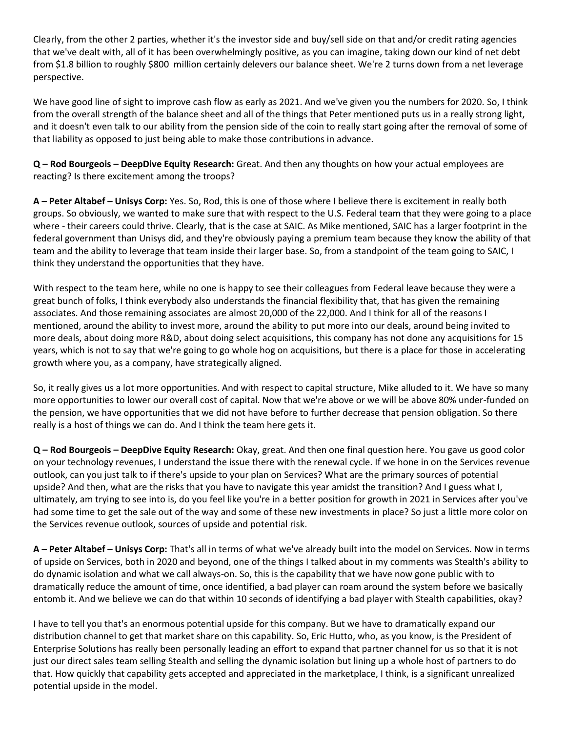Clearly, from the other 2 parties, whether it's the investor side and buy/sell side on that and/or credit rating agencies that we've dealt with, all of it has been overwhelmingly positive, as you can imagine, taking down our kind of net debt from $1.8 billion to roughly $800 million certainly delevers our balance sheet. We're 2 turns down from a net leverage perspective.

We have good line of sight to improve cash flow as early as 2021. And we've given you the numbers for 2020. So, I think from the overall strength of the balance sheet and all of the things that Peter mentioned puts us in a really strong light, and it doesn't even talk to our ability from the pension side of the coin to really start going after the removal of some of that liability as opposed to just being able to make those contributions in advance.

**Q – Rod Bourgeois – DeepDive Equity Research:** Great. And then any thoughts on how your actual employees are reacting? Is there excitement among the troops?

**A – Peter Altabef – Unisys Corp:** Yes. So, Rod, this is one of those where I believe there is excitement in really both groups. So obviously, we wanted to make sure that with respect to the U.S. Federal team that they were going to a place where - their careers could thrive. Clearly, that is the case at SAIC. As Mike mentioned, SAIC has a larger footprint in the federal government than Unisys did, and they're obviously paying a premium team because they know the ability of that team and the ability to leverage that team inside their larger base. So, from a standpoint of the team going to SAIC, I think they understand the opportunities that they have.

With respect to the team here, while no one is happy to see their colleagues from Federal leave because they were a great bunch of folks, I think everybody also understands the financial flexibility that, that has given the remaining associates. And those remaining associates are almost 20,000 of the 22,000. And I think for all of the reasons I mentioned, around the ability to invest more, around the ability to put more into our deals, around being invited to more deals, about doing more R&D, about doing select acquisitions, this company has not done any acquisitions for 15 years, which is not to say that we're going to go whole hog on acquisitions, but there is a place for those in accelerating growth where you, as a company, have strategically aligned.

So, it really gives us a lot more opportunities. And with respect to capital structure, Mike alluded to it. We have so many more opportunities to lower our overall cost of capital. Now that we're above or we will be above 80% under-funded on the pension, we have opportunities that we did not have before to further decrease that pension obligation. So there really is a host of things we can do. And I think the team here gets it.

**Q – Rod Bourgeois – DeepDive Equity Research:** Okay, great. And then one final question here. You gave us good color on your technology revenues, I understand the issue there with the renewal cycle. If we hone in on the Services revenue outlook, can you just talk to if there's upside to your plan on Services? What are the primary sources of potential upside? And then, what are the risks that you have to navigate this year amidst the transition? And I guess what I, ultimately, am trying to see into is, do you feel like you're in a better position for growth in 2021 in Services after you've had some time to get the sale out of the way and some of these new investments in place? So just a little more color on the Services revenue outlook, sources of upside and potential risk.

**A – Peter Altabef – Unisys Corp:** That's all in terms of what we've already built into the model on Services. Now in terms of upside on Services, both in 2020 and beyond, one of the things I talked about in my comments was Stealth's ability to do dynamic isolation and what we call always-on. So, this is the capability that we have now gone public with to dramatically reduce the amount of time, once identified, a bad player can roam around the system before we basically entomb it. And we believe we can do that within 10 seconds of identifying a bad player with Stealth capabilities, okay?

I have to tell you that's an enormous potential upside for this company. But we have to dramatically expand our distribution channel to get that market share on this capability. So, Eric Hutto, who, as you know, is the President of Enterprise Solutions has really been personally leading an effort to expand that partner channel for us so that it is not just our direct sales team selling Stealth and selling the dynamic isolation but lining up a whole host of partners to do that. How quickly that capability gets accepted and appreciated in the marketplace, I think, is a significant unrealized potential upside in the model.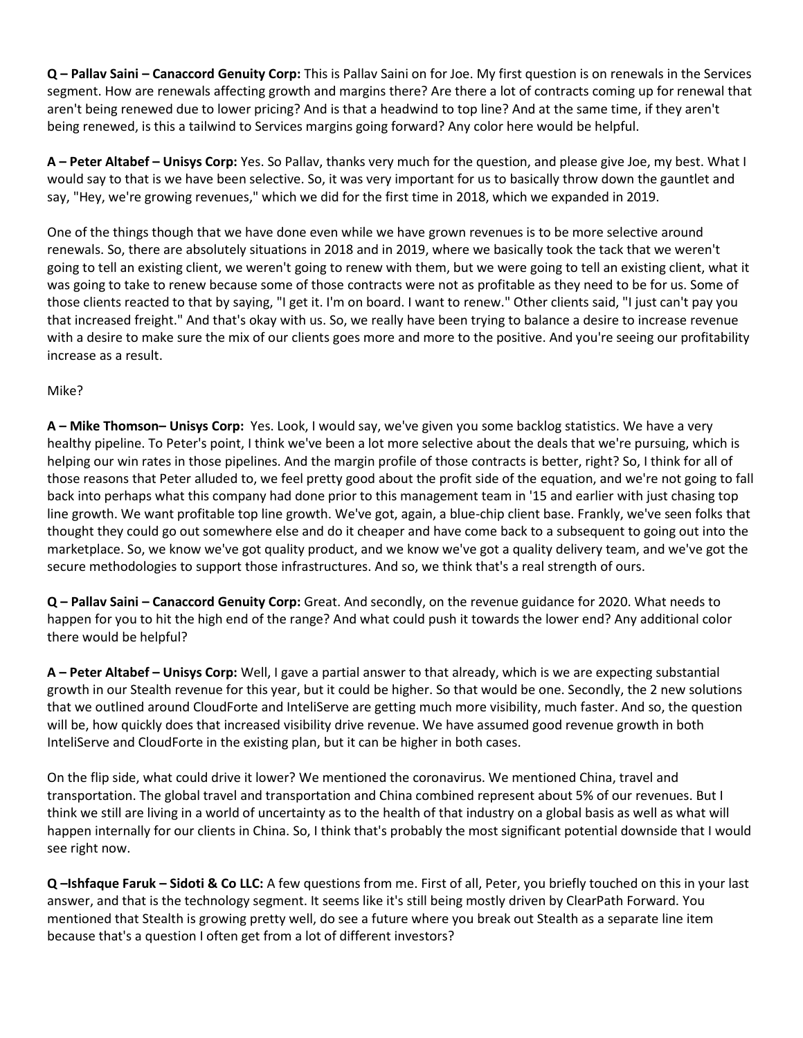**Q – Pallav Saini – Canaccord Genuity Corp:** This is Pallav Saini on for Joe. My first question is on renewals in the Services segment. How are renewals affecting growth and margins there? Are there a lot of contracts coming up for renewal that aren't being renewed due to lower pricing? And is that a headwind to top line? And at the same time, if they aren't being renewed, is this a tailwind to Services margins going forward? Any color here would be helpful.

**A – Peter Altabef – Unisys Corp:** Yes. So Pallav, thanks very much for the question, and please give Joe, my best. What I would say to that is we have been selective. So, it was very important for us to basically throw down the gauntlet and say, "Hey, we're growing revenues," which we did for the first time in 2018, which we expanded in 2019.

One of the things though that we have done even while we have grown revenues is to be more selective around renewals. So, there are absolutely situations in 2018 and in 2019, where we basically took the tack that we weren't going to tell an existing client, we weren't going to renew with them, but we were going to tell an existing client, what it was going to take to renew because some of those contracts were not as profitable as they need to be for us. Some of those clients reacted to that by saying, "I get it. I'm on board. I want to renew." Other clients said, "I just can't pay you that increased freight." And that's okay with us. So, we really have been trying to balance a desire to increase revenue with a desire to make sure the mix of our clients goes more and more to the positive. And you're seeing our profitability increase as a result.

Mike?

**A – Mike Thomson– Unisys Corp:** Yes. Look, I would say, we've given you some backlog statistics. We have a very healthy pipeline. To Peter's point, I think we've been a lot more selective about the deals that we're pursuing, which is helping our win rates in those pipelines. And the margin profile of those contracts is better, right? So, I think for all of those reasons that Peter alluded to, we feel pretty good about the profit side of the equation, and we're not going to fall back into perhaps what this company had done prior to this management team in '15 and earlier with just chasing top line growth. We want profitable top line growth. We've got, again, a blue-chip client base. Frankly, we've seen folks that thought they could go out somewhere else and do it cheaper and have come back to a subsequent to going out into the marketplace. So, we know we've got quality product, and we know we've got a quality delivery team, and we've got the secure methodologies to support those infrastructures. And so, we think that's a real strength of ours.

**Q – Pallav Saini – Canaccord Genuity Corp:** Great. And secondly, on the revenue guidance for 2020. What needs to happen for you to hit the high end of the range? And what could push it towards the lower end? Any additional color there would be helpful.

**A – Peter Altabef – Unisys Corp:** Well, I gave a partial answer to that already, which is we are expecting substantial growth in our Stealth revenue for this year, but it could be higher. So that would be one. Secondly, the 2 new solutions that we outlined around CloudForte and InteliServe are getting much more visibility, much faster. And so, the question will be, how quickly does that increased visibility drive revenue. We have assumed good revenue growth in both InteliServe and CloudForte in the existing plan, but it can be higher in both cases.

On the flip side, what could drive it lower? We mentioned the coronavirus. We mentioned China, travel and transportation. The global travel and transportation and China combined represent about 5% of our revenues. But I think we still are living in a world of uncertainty as to the health of that industry on a global basis as well as what will happen internally for our clients in China. So, I think that's probably the most significant potential downside that I would see right now.

**Q –Ishfaque Faruk – Sidoti & Co LLC:** A few questions from me. First of all, Peter, you briefly touched on this in your last answer, and that is the technology segment. It seems like it's still being mostly driven by ClearPath Forward. You mentioned that Stealth is growing pretty well, do see a future where you break out Stealth as a separate line item because that's a question I often get from a lot of different investors?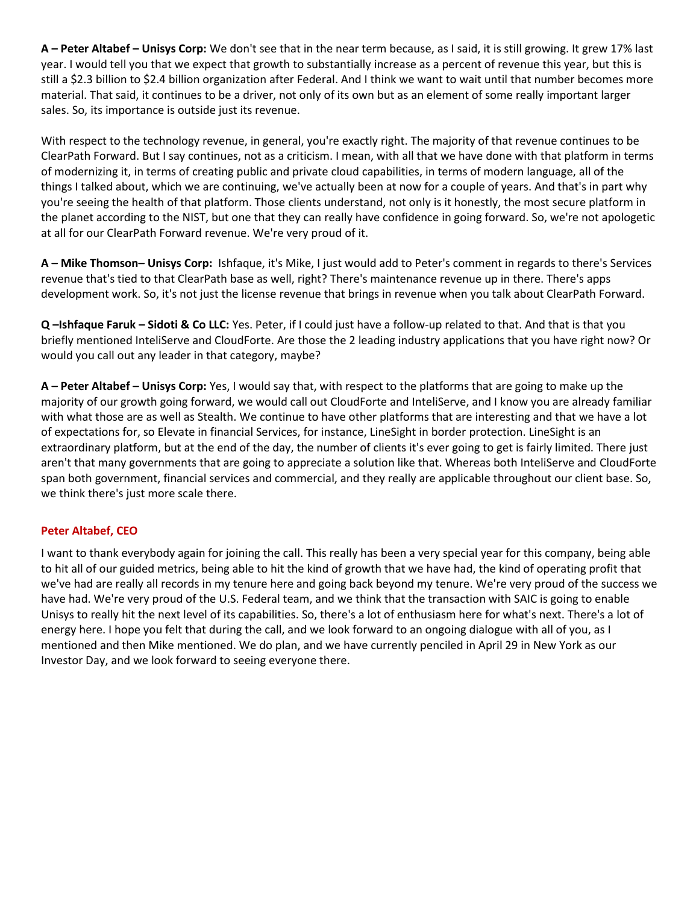**A – Peter Altabef – Unisys Corp:** We don't see that in the near term because, as I said, it is still growing. It grew 17% last year. I would tell you that we expect that growth to substantially increase as a percent of revenue this year, but this is still a $2.3 billion to $2.4 billion organization after Federal. And I think we want to wait until that number becomes more material. That said, it continues to be a driver, not only of its own but as an element of some really important larger sales. So, its importance is outside just its revenue.

With respect to the technology revenue, in general, you're exactly right. The majority of that revenue continues to be ClearPath Forward. But I say continues, not as a criticism. I mean, with all that we have done with that platform in terms of modernizing it, in terms of creating public and private cloud capabilities, in terms of modern language, all of the things I talked about, which we are continuing, we've actually been at now for a couple of years. And that's in part why you're seeing the health of that platform. Those clients understand, not only is it honestly, the most secure platform in the planet according to the NIST, but one that they can really have confidence in going forward. So, we're not apologetic at all for our ClearPath Forward revenue. We're very proud of it.

**A – Mike Thomson– Unisys Corp:** Ishfaque, it's Mike, I just would add to Peter's comment in regards to there's Services revenue that's tied to that ClearPath base as well, right? There's maintenance revenue up in there. There's apps development work. So, it's not just the license revenue that brings in revenue when you talk about ClearPath Forward.

**Q –Ishfaque Faruk – Sidoti & Co LLC:** Yes. Peter, if I could just have a follow-up related to that. And that is that you briefly mentioned InteliServe and CloudForte. Are those the 2 leading industry applications that you have right now? Or would you call out any leader in that category, maybe?

**A – Peter Altabef – Unisys Corp:** Yes, I would say that, with respect to the platforms that are going to make up the majority of our growth going forward, we would call out CloudForte and InteliServe, and I know you are already familiar with what those are as well as Stealth. We continue to have other platforms that are interesting and that we have a lot of expectations for, so Elevate in financial Services, for instance, LineSight in border protection. LineSight is an extraordinary platform, but at the end of the day, the number of clients it's ever going to get is fairly limited. There just aren't that many governments that are going to appreciate a solution like that. Whereas both InteliServe and CloudForte span both government, financial services and commercial, and they really are applicable throughout our client base. So, we think there's just more scale there.

**Peter Altabef, CEO**

I want to thank everybody again for joining the call. This really has been a very special year for this company, being able to hit all of our guided metrics, being able to hit the kind of growth that we have had, the kind of operating profit that we've had are really all records in my tenure here and going back beyond my tenure. We're very proud of the success we have had. We're very proud of the U.S. Federal team, and we think that the transaction with SAIC is going to enable Unisys to really hit the next level of its capabilities. So, there's a lot of enthusiasm here for what's next. There's a lot of energy here. I hope you felt that during the call, and we look forward to an ongoing dialogue with all of you, as I mentioned and then Mike mentioned. We do plan, and we have currently penciled in April 29 in New York as our Investor Day, and we look forward to seeing everyone there.